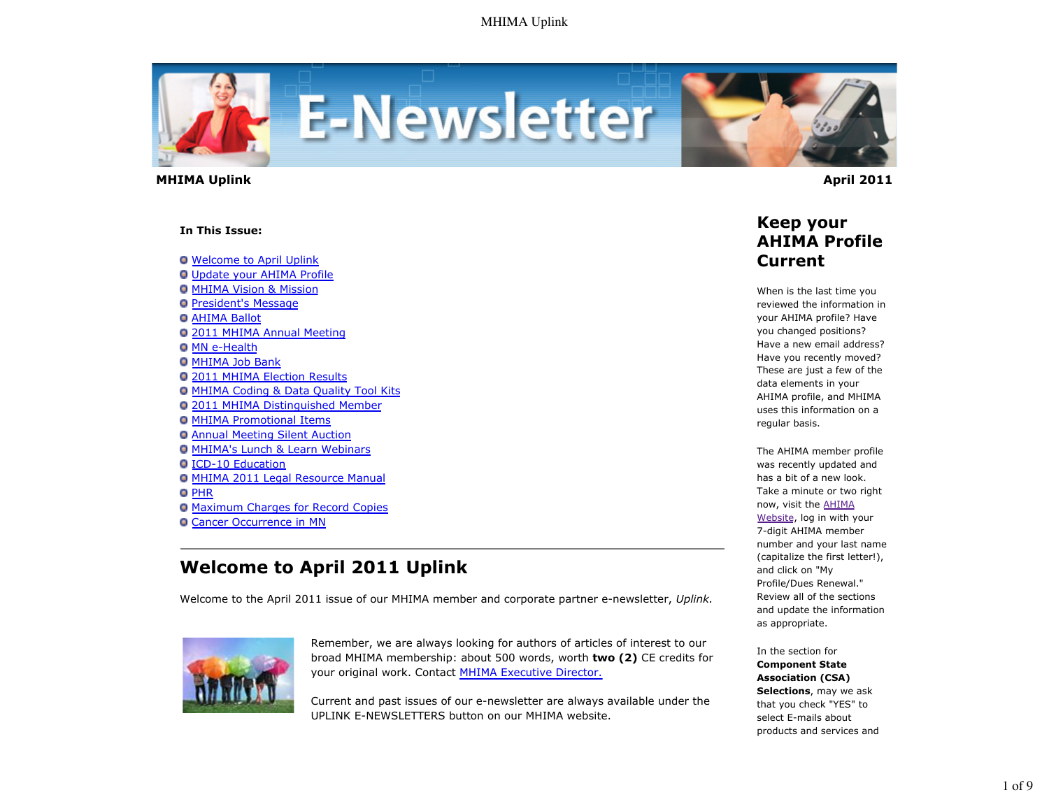**MHIMA Uplink** **April 2011**

**In This Issue:**

- Welcome to April Uplink
- Update your AHIMA Profile
- MHIMA Vision & Mission
- President's Message
- AHIMA Ballot
- 2011 MHIMA Annual Meeting
- MN e-Health
- MHIMA Job Bank
- 2011 MHIMA Election Results
- MHIMA Coding & Data Quality Tool Kits
- 2011 MHIMA Distinguished Member
- MHIMA Promotional Items
- Annual Meeting Silent Auction
- MHIMA's Lunch & Learn Webinars
- ICD-10 Education
- MHIMA 2011 Legal Resource Manual
- PHR
- Maximum Charges for Record Copies
- Cancer Occurrence in MN

---

## Welcome to April 2011 Uplink

Welcome to the April 2011 issue of our MHIMA member and corporate partner e-newsletter, *Uplink*.

Remember, we are always looking for authors of articles of interest to our broad MHIMA membership: about 500 words, worth **two (2)** CE credits for your original work. Contact MHIMA Executive Director.

Current and past issues of our e-newsletter are always available under the UPLINK E-NEWSLETTERS button on our MHIMA website.

## Keep your AHIMA Profile Current

When is the last time you reviewed the information in your AHIMA profile? Have you changed positions? Have a new email address? Have you recently moved? These are just a few of the data elements in your AHIMA profile, and MHIMA uses this information on a regular basis.

The AHIMA member profile was recently updated and has a bit of a new look. Take a minute or two right now, visit the AHIMA Website, log in with your 7-digit AHIMA member number and your last name (capitalize the first letter!), and click on "My Profile/Dues Renewal." Review all of the sections and update the information as appropriate.

In the section for **Component State Association (CSA) Selections**, may we ask that you check "YES" to select E-mails about products and services and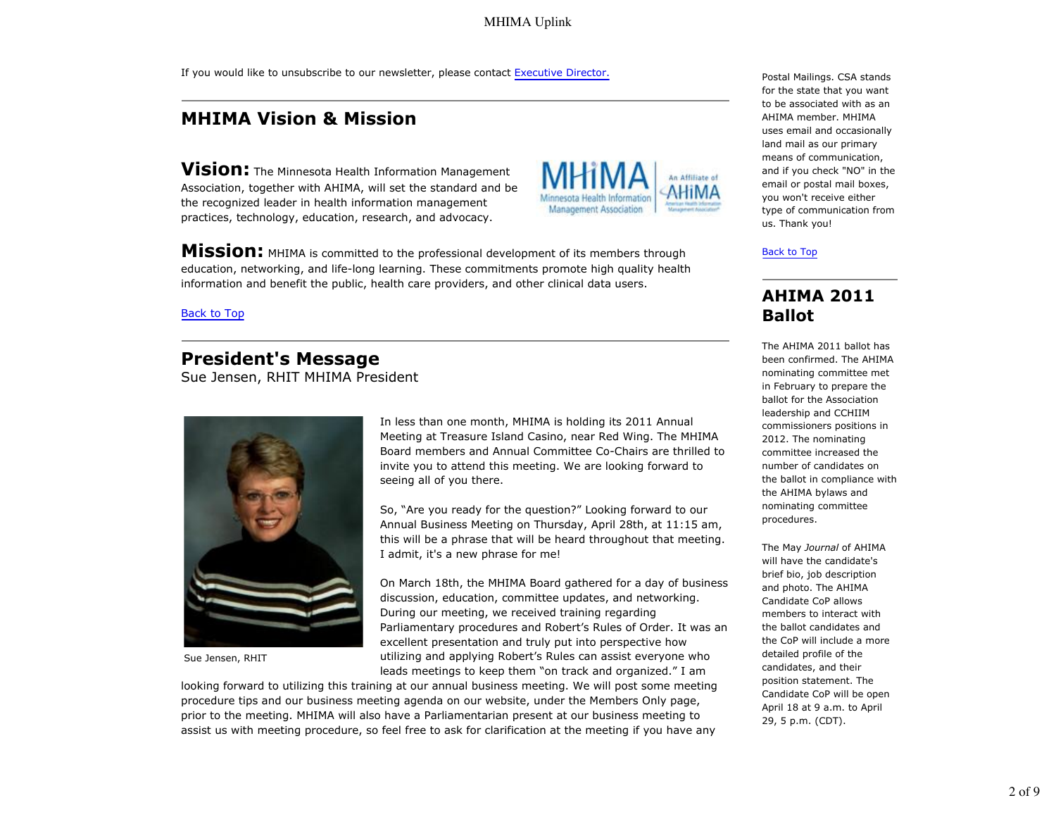If you would like to unsubscribe to our newsletter, please contact [Executive Director.](#)

## MHIMA Vision & Mission

**Vision:** The Minnesota Health Information Management Association, together with AHIMA, will set the standard and be the recognized leader in health information management practices, technology, education, research, and advocacy.

**Mission:** MHIMA is committed to the professional development of its members through education, networking, and life-long learning. These commitments promote high quality health information and benefit the public, health care providers, and other clinical data users.

[Back to Top](#)

## President's Message

Sue Jensen, RHIT MHIMA President

Sue Jensen, RHIT

In less than one month, MHIMA is holding its 2011 Annual Meeting at Treasure Island Casino, near Red Wing. The MHIMA Board members and Annual Committee Co-Chairs are thrilled to invite you to attend this meeting. We are looking forward to seeing all of you there.

So, "Are you ready for the question?" Looking forward to our Annual Business Meeting on Thursday, April 28th, at 11:15 am, this will be a phrase that will be heard throughout that meeting. I admit, it's a new phrase for me!

On March 18th, the MHIMA Board gathered for a day of business discussion, education, committee updates, and networking. During our meeting, we received training regarding Parliamentary procedures and Robert's Rules of Order. It was an excellent presentation and truly put into perspective how utilizing and applying Robert's Rules can assist everyone who leads meetings to keep them "on track and organized." I am looking forward to utilizing this training at our annual business meeting. We will post some meeting procedure tips and our business meeting agenda on our website, under the Members Only page, prior to the meeting. MHIMA will also have a Parliamentarian present at our business meeting to assist us with meeting procedure, so feel free to ask for clarification at the meeting if you have any

Postal Mailings. CSA stands for the state that you want to be associated with as an AHIMA member. MHIMA uses email and occasionally land mail as our primary means of communication, and if you check "NO" in the email or postal mail boxes, you won't receive either type of communication from us. Thank you!

[Back to Top](#)

## AHIMA 2011 Ballot

The AHIMA 2011 ballot has been confirmed. The AHIMA nominating committee met in February to prepare the ballot for the Association leadership and CCHIIM commissioners positions in 2012. The nominating committee increased the number of candidates on the ballot in compliance with the AHIMA bylaws and nominating committee procedures.

The May *Journal* of AHIMA will have the candidate's brief bio, job description and photo. The AHIMA Candidate CoP allows members to interact with the ballot candidates and the CoP will include a more detailed profile of the candidates, and their position statement. The Candidate CoP will be open April 18 at 9 a.m. to April 29, 5 p.m. (CDT).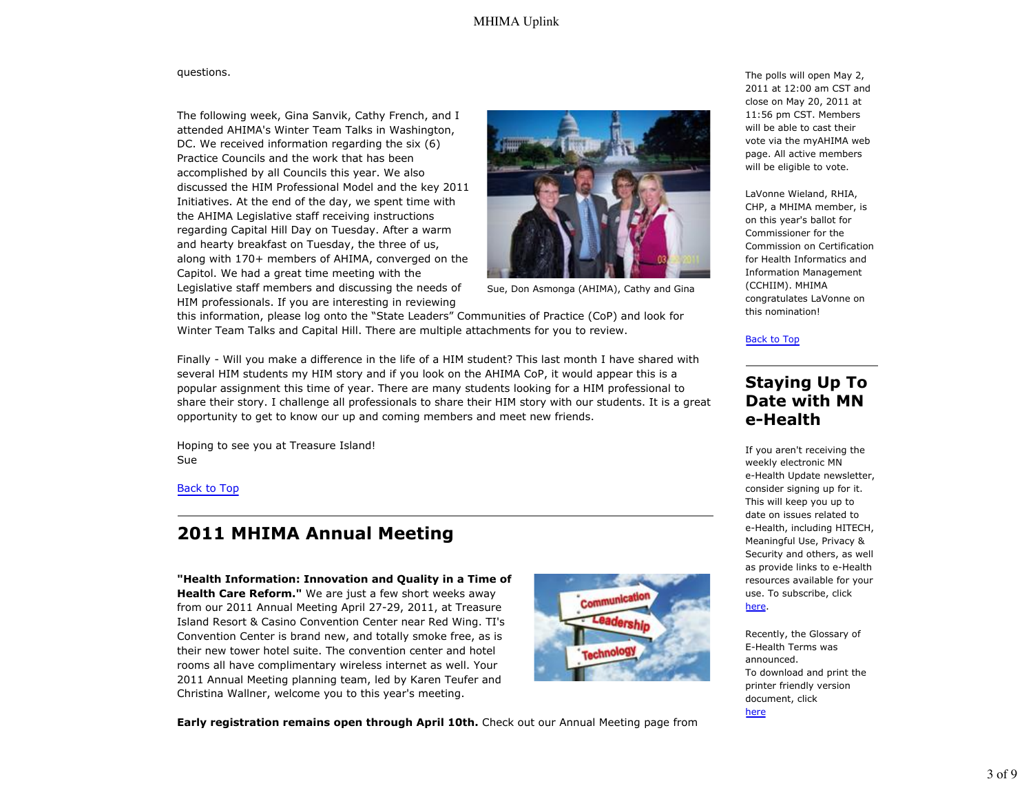questions.

The following week, Gina Sanvik, Cathy French, and I attended AHIMA's Winter Team Talks in Washington, DC. We received information regarding the six (6) Practice Councils and the work that has been accomplished by all Councils this year. We also discussed the HIM Professional Model and the key 2011 Initiatives. At the end of the day, we spent time with the AHIMA Legislative staff receiving instructions regarding Capital Hill Day on Tuesday. After a warm and hearty breakfast on Tuesday, the three of us, along with 170+ members of AHIMA, converged on the Capitol. We had a great time meeting with the Legislative staff members and discussing the needs of HIM professionals. If you are interesting in reviewing this information, please log onto the "State Leaders" Communities of Practice (CoP) and look for Winter Team Talks and Capital Hill. There are multiple attachments for you to review.

Sue, Don Asmonga (AHIMA), Cathy and Gina

Finally - Will you make a difference in the life of a HIM student? This last month I have shared with several HIM students my HIM story and if you look on the AHIMA CoP, it would appear this is a popular assignment this time of year. There are many students looking for a HIM professional to share their story. I challenge all professionals to share their HIM story with our students. It is a great opportunity to get to know our up and coming members and meet new friends.

Hoping to see you at Treasure Island!
Sue

Back to Top

## 2011 MHIMA Annual Meeting

**"Health Information: Innovation and Quality in a Time of Health Care Reform."** We are just a few short weeks away from our 2011 Annual Meeting April 27-29, 2011, at Treasure Island Resort & Casino Convention Center near Red Wing. TI's Convention Center is brand new, and totally smoke free, as is their new tower hotel suite. The convention center and hotel rooms all have complimentary wireless internet as well. Your 2011 Annual Meeting planning team, led by Karen Teufer and Christina Wallner, welcome you to this year's meeting.

**Early registration remains open through April 10th.** Check out our Annual Meeting page from

The polls will open May 2, 2011 at 12:00 am CST and close on May 20, 2011 at 11:56 pm CST. Members will be able to cast their vote via the myAHIMA web page. All active members will be eligible to vote.

LaVonne Wieland, RHIA, CHP, a MHIMA member, is on this year's ballot for Commissioner for the Commission on Certification for Health Informatics and Information Management (CCHIIM). MHIMA congratulates LaVonne on this nomination!

Back to Top

## Staying Up To Date with MN e-Health

If you aren't receiving the weekly electronic MN e-Health Update newsletter, consider signing up for it. This will keep you up to date on issues related to e-Health, including HITECH, Meaningful Use, Privacy & Security and others, as well as provide links to e-Health resources available for your use. To subscribe, click here.

Recently, the Glossary of E-Health Terms was announced.
To download and print the printer friendly version document, click here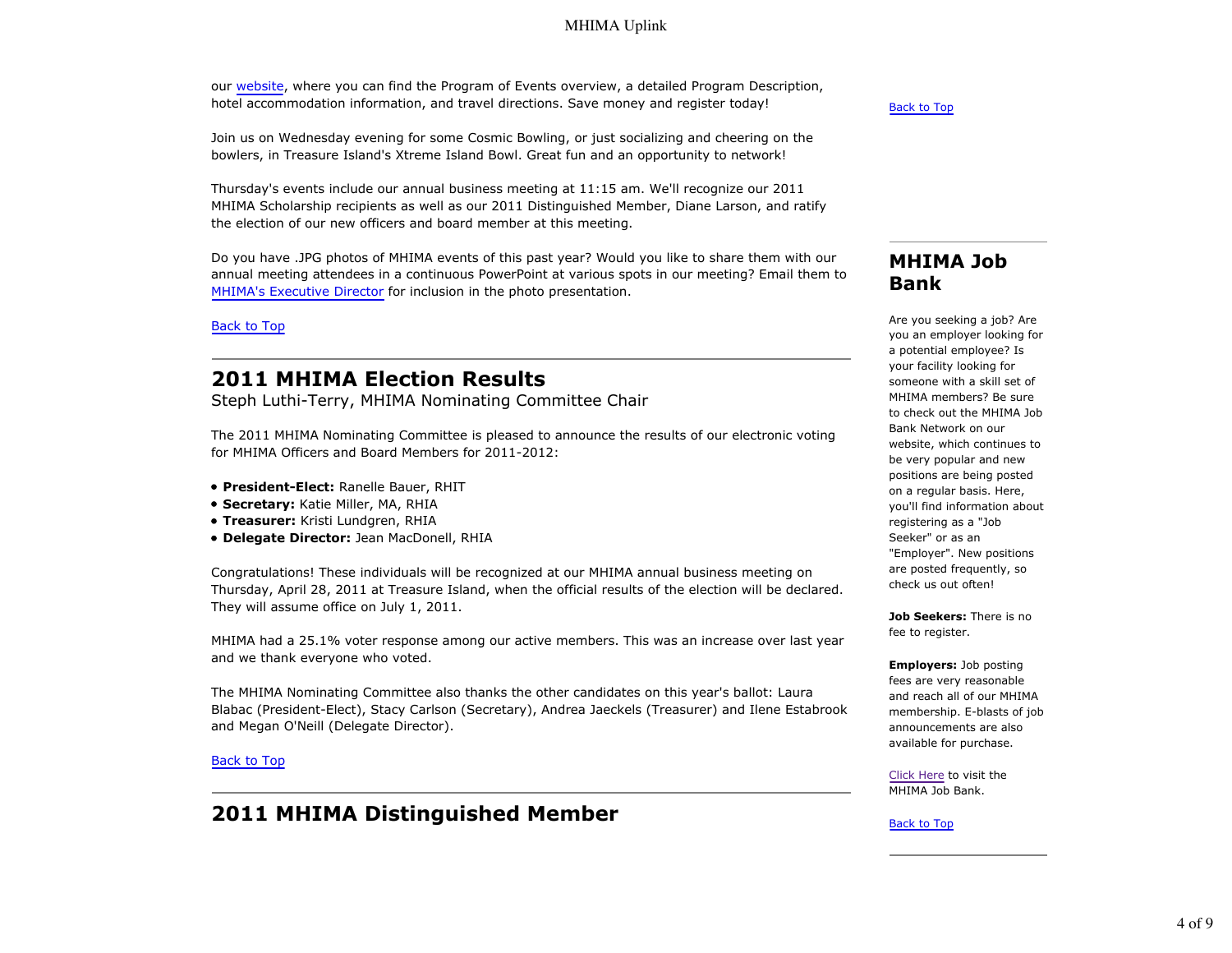our website, where you can find the Program of Events overview, a detailed Program Description, hotel accommodation information, and travel directions. Save money and register today!

Join us on Wednesday evening for some Cosmic Bowling, or just socializing and cheering on the bowlers, in Treasure Island's Xtreme Island Bowl. Great fun and an opportunity to network!

Thursday's events include our annual business meeting at 11:15 am. We'll recognize our 2011 MHIMA Scholarship recipients as well as our 2011 Distinguished Member, Diane Larson, and ratify the election of our new officers and board member at this meeting.

Do you have .JPG photos of MHIMA events of this past year? Would you like to share them with our annual meeting attendees in a continuous PowerPoint at various spots in our meeting? Email them to MHIMA's Executive Director for inclusion in the photo presentation.

Back to Top

## 2011 MHIMA Election Results

Steph Luthi-Terry, MHIMA Nominating Committee Chair

The 2011 MHIMA Nominating Committee is pleased to announce the results of our electronic voting for MHIMA Officers and Board Members for 2011-2012:

- **President-Elect:** Ranelle Bauer, RHIT
- **Secretary:** Katie Miller, MA, RHIA
- **Treasurer:** Kristi Lundgren, RHIA
- **Delegate Director:** Jean MacDonell, RHIA

Congratulations! These individuals will be recognized at our MHIMA annual business meeting on Thursday, April 28, 2011 at Treasure Island, when the official results of the election will be declared. They will assume office on July 1, 2011.

MHIMA had a 25.1% voter response among our active members. This was an increase over last year and we thank everyone who voted.

The MHIMA Nominating Committee also thanks the other candidates on this year's ballot: Laura Blabac (President-Elect), Stacy Carlson (Secretary), Andrea Jaeckels (Treasurer) and Ilene Estabrook and Megan O'Neill (Delegate Director).

Back to Top

## 2011 MHIMA Distinguished Member

Back to Top

## MHIMA Job Bank

Are you seeking a job? Are you an employer looking for a potential employee? Is your facility looking for someone with a skill set of MHIMA members? Be sure to check out the MHIMA Job Bank Network on our website, which continues to be very popular and new positions are being posted on a regular basis. Here, you'll find information about registering as a "Job Seeker" or as an "Employer". New positions are posted frequently, so check us out often!

**Job Seekers:** There is no fee to register.

**Employers:** Job posting fees are very reasonable and reach all of our MHIMA membership. E-blasts of job announcements are also available for purchase.

Click Here to visit the MHIMA Job Bank.

Back to Top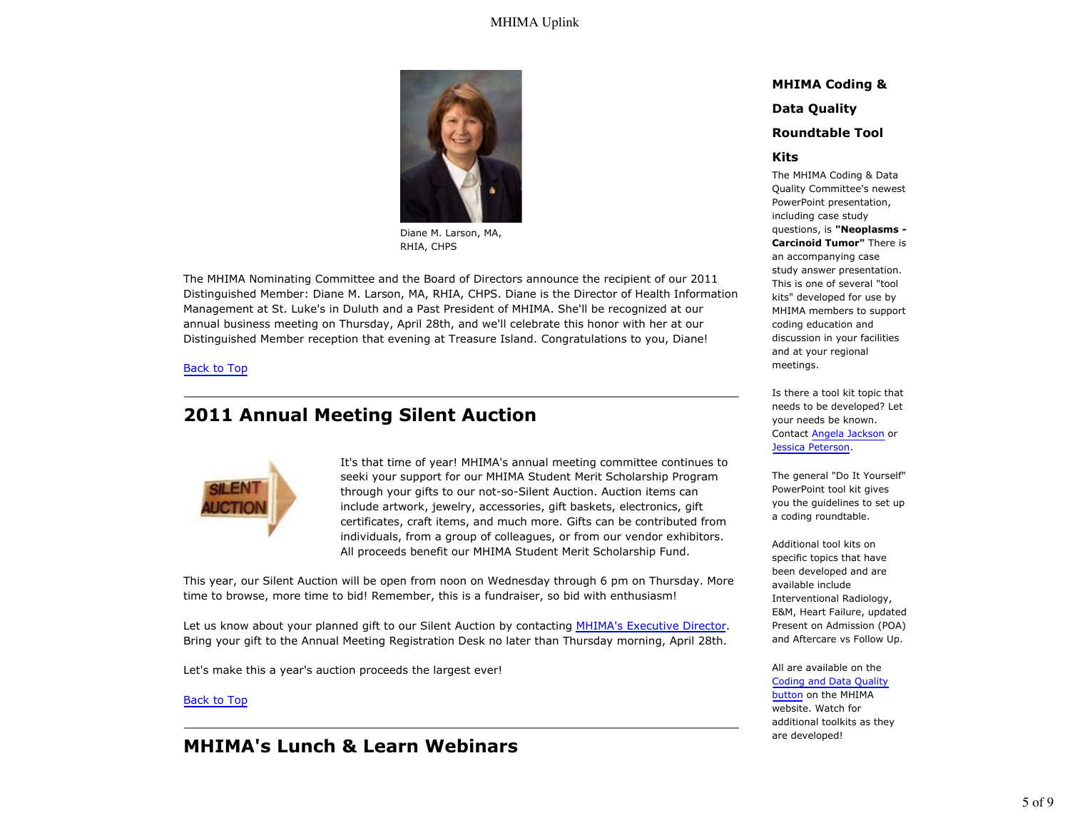Diane M. Larson, MA, RHIA, CHPS

The MHIMA Nominating Committee and the Board of Directors announce the recipient of our 2011 Distinguished Member: Diane M. Larson, MA, RHIA, CHPS. Diane is the Director of Health Information Management at St. Luke's in Duluth and a Past President of MHIMA. She'll be recognized at our annual business meeting on Thursday, April 28th, and we'll celebrate this honor with her at our Distinguished Member reception that evening at Treasure Island. Congratulations to you, Diane!

Back to Top

## 2011 Annual Meeting Silent Auction

It's that time of year! MHIMA's annual meeting committee continues to seeki your support for our MHIMA Student Merit Scholarship Program through your gifts to our not-so-Silent Auction. Auction items can include artwork, jewelry, accessories, gift baskets, electronics, gift certificates, craft items, and much more. Gifts can be contributed from individuals, from a group of colleagues, or from our vendor exhibitors. All proceeds benefit our MHIMA Student Merit Scholarship Fund.

This year, our Silent Auction will be open from noon on Wednesday through 6 pm on Thursday. More time to browse, more time to bid! Remember, this is a fundraiser, so bid with enthusiasm!

Let us know about your planned gift to our Silent Auction by contacting MHIMA's Executive Director. Bring your gift to the Annual Meeting Registration Desk no later than Thursday morning, April 28th.

Let's make this a year's auction proceeds the largest ever!

Back to Top

## MHIMA's Lunch & Learn Webinars

### MHIMA Coding & Data Quality Roundtable Tool Kits

The MHIMA Coding & Data Quality Committee's newest PowerPoint presentation, including case study questions, is **"Neoplasms - Carcinoid Tumor"** There is an accompanying case study answer presentation. This is one of several "tool kits" developed for use by MHIMA members to support coding education and discussion in your facilities and at your regional meetings.

Is there a tool kit topic that needs to be developed? Let your needs be known. Contact Angela Jackson or Jessica Peterson.

The general "Do It Yourself" PowerPoint tool kit gives you the guidelines to set up a coding roundtable.

Additional tool kits on specific topics that have been developed and are available include Interventional Radiology, E&M, Heart Failure, updated Present on Admission (POA) and Aftercare vs Follow Up.

All are available on the Coding and Data Quality button on the MHIMA website. Watch for additional toolkits as they are developed!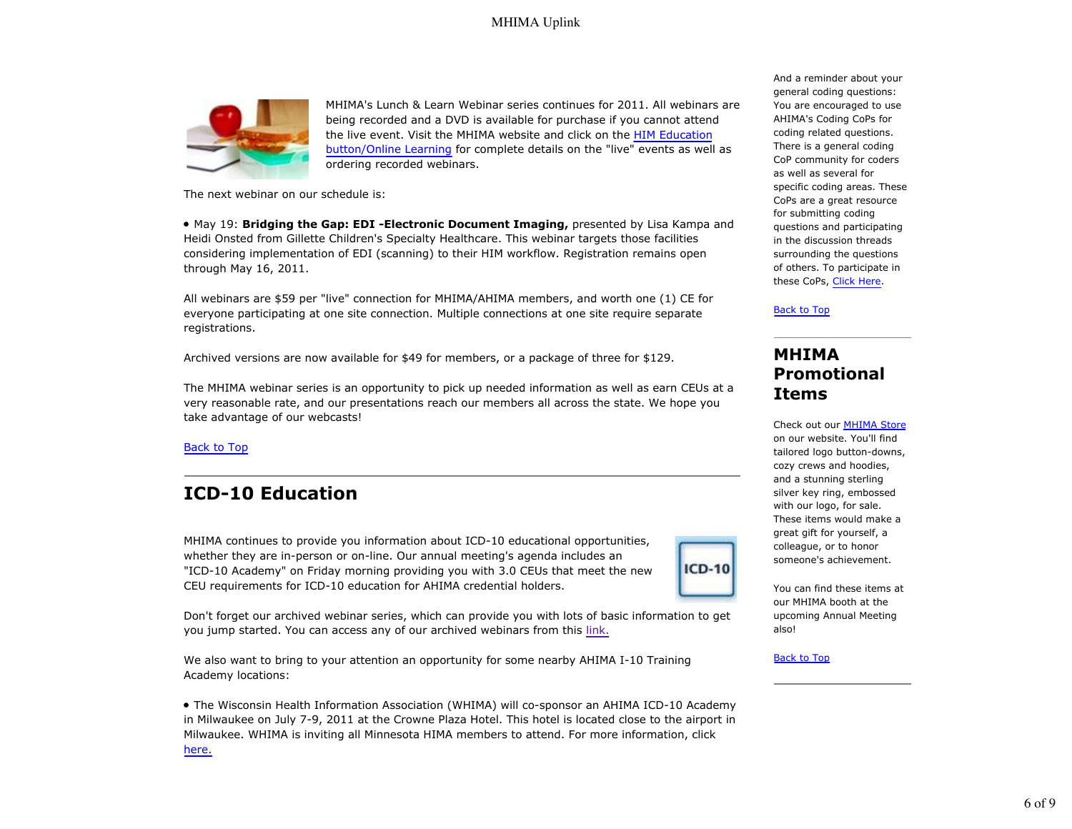MHIMA's Lunch & Learn Webinar series continues for 2011. All webinars are being recorded and a DVD is available for purchase if you cannot attend the live event. Visit the MHIMA website and click on the HIM Education button/Online Learning for complete details on the "live" events as well as ordering recorded webinars.

The next webinar on our schedule is:

- May 19: **Bridging the Gap: EDI -Electronic Document Imaging,** presented by Lisa Kampa and Heidi Onsted from Gillette Children's Specialty Healthcare. This webinar targets those facilities considering implementation of EDI (scanning) to their HIM workflow. Registration remains open through May 16, 2011.

All webinars are $59 per "live" connection for MHIMA/AHIMA members, and worth one (1) CE for everyone participating at one site connection. Multiple connections at one site require separate registrations.

Archived versions are now available for $49 for members, or a package of three for $129.

The MHIMA webinar series is an opportunity to pick up needed information as well as earn CEUs at a very reasonable rate, and our presentations reach our members all across the state. We hope you take advantage of our webcasts!

Back to Top

## ICD-10 Education

MHIMA continues to provide you information about ICD-10 educational opportunities, whether they are in-person or on-line. Our annual meeting's agenda includes an "ICD-10 Academy" on Friday morning providing you with 3.0 CEUs that meet the new CEU requirements for ICD-10 education for AHIMA credential holders.

Don't forget our archived webinar series, which can provide you with lots of basic information to get you jump started. You can access any of our archived webinars from this link.

We also want to bring to your attention an opportunity for some nearby AHIMA I-10 Training Academy locations:

- The Wisconsin Health Information Association (WHIMA) will co-sponsor an AHIMA ICD-10 Academy in Milwaukee on July 7-9, 2011 at the Crowne Plaza Hotel. This hotel is located close to the airport in Milwaukee. WHIMA is inviting all Minnesota HIMA members to attend. For more information, click here.

And a reminder about your general coding questions: You are encouraged to use AHIMA's Coding CoPs for coding related questions. There is a general coding CoP community for coders as well as several for specific coding areas. These CoPs are a great resource for submitting coding questions and participating in the discussion threads surrounding the questions of others. To participate in these CoPs, Click Here.

Back to Top

## MHIMA Promotional Items

Check out our MHIMA Store on our website. You'll find tailored logo button-downs, cozy crews and hoodies, and a stunning sterling silver key ring, embossed with our logo, for sale. These items would make a great gift for yourself, a colleague, or to honor someone's achievement.

You can find these items at our MHIMA booth at the upcoming Annual Meeting also!

Back to Top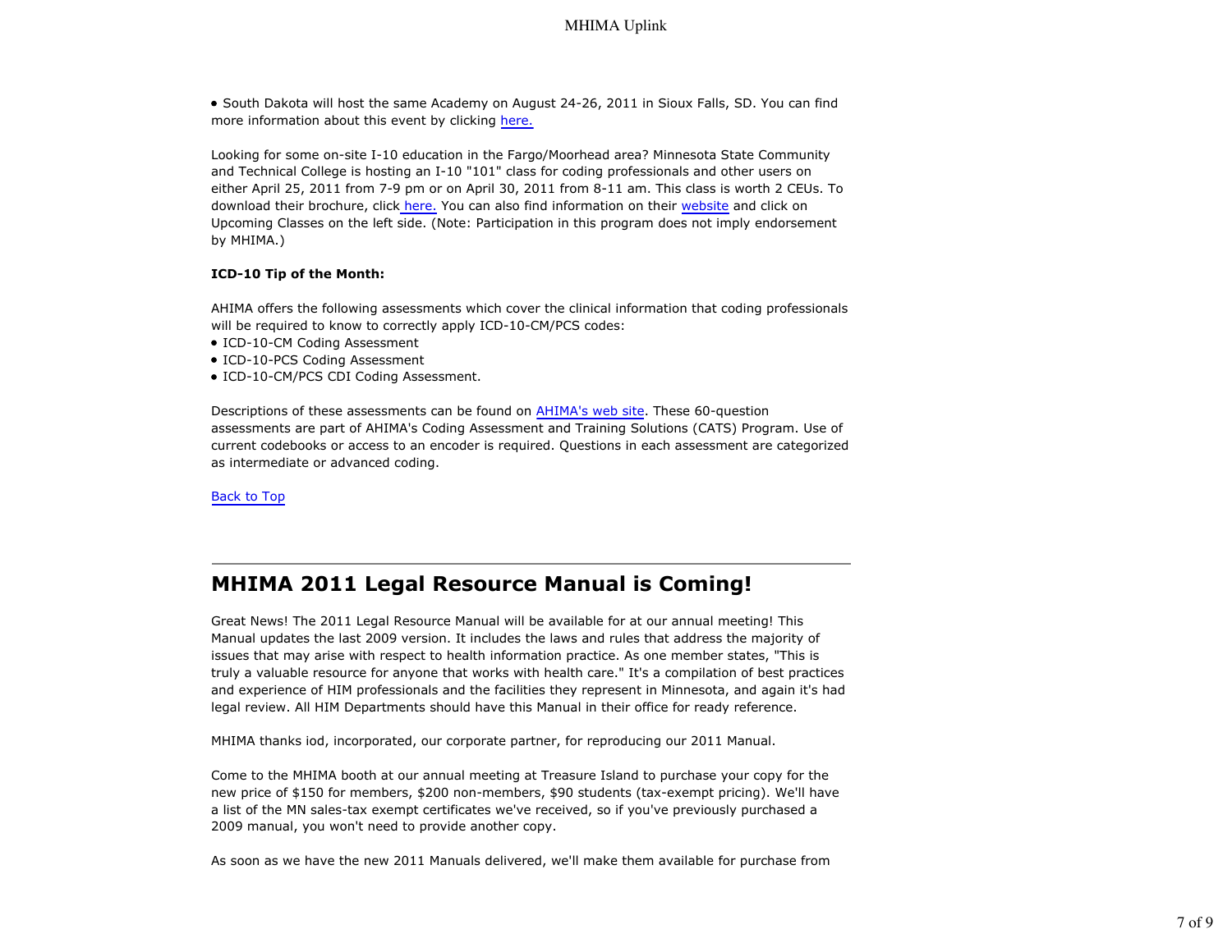- South Dakota will host the same Academy on August 24-26, 2011 in Sioux Falls, SD. You can find more information about this event by clicking here.

Looking for some on-site I-10 education in the Fargo/Moorhead area? Minnesota State Community and Technical College is hosting an I-10 "101" class for coding professionals and other users on either April 25, 2011 from 7-9 pm or on April 30, 2011 from 8-11 am. This class is worth 2 CEUs. To download their brochure, click here. You can also find information on their website and click on Upcoming Classes on the left side. (Note: Participation in this program does not imply endorsement by MHIMA.)

**ICD-10 Tip of the Month:**

AHIMA offers the following assessments which cover the clinical information that coding professionals will be required to know to correctly apply ICD-10-CM/PCS codes:

- ICD-10-CM Coding Assessment
- ICD-10-PCS Coding Assessment
- ICD-10-CM/PCS CDI Coding Assessment.

Descriptions of these assessments can be found on AHIMA's web site. These 60-question assessments are part of AHIMA's Coding Assessment and Training Solutions (CATS) Program. Use of current codebooks or access to an encoder is required. Questions in each assessment are categorized as intermediate or advanced coding.

Back to Top

---

## MHIMA 2011 Legal Resource Manual is Coming!

Great News! The 2011 Legal Resource Manual will be available for at our annual meeting! This Manual updates the last 2009 version. It includes the laws and rules that address the majority of issues that may arise with respect to health information practice. As one member states, "This is truly a valuable resource for anyone that works with health care." It's a compilation of best practices and experience of HIM professionals and the facilities they represent in Minnesota, and again it's had legal review. All HIM Departments should have this Manual in their office for ready reference.

MHIMA thanks iod, incorporated, our corporate partner, for reproducing our 2011 Manual.

Come to the MHIMA booth at our annual meeting at Treasure Island to purchase your copy for the new price of $150 for members, $200 non-members, $90 students (tax-exempt pricing). We'll have a list of the MN sales-tax exempt certificates we've received, so if you've previously purchased a 2009 manual, you won't need to provide another copy.

As soon as we have the new 2011 Manuals delivered, we'll make them available for purchase from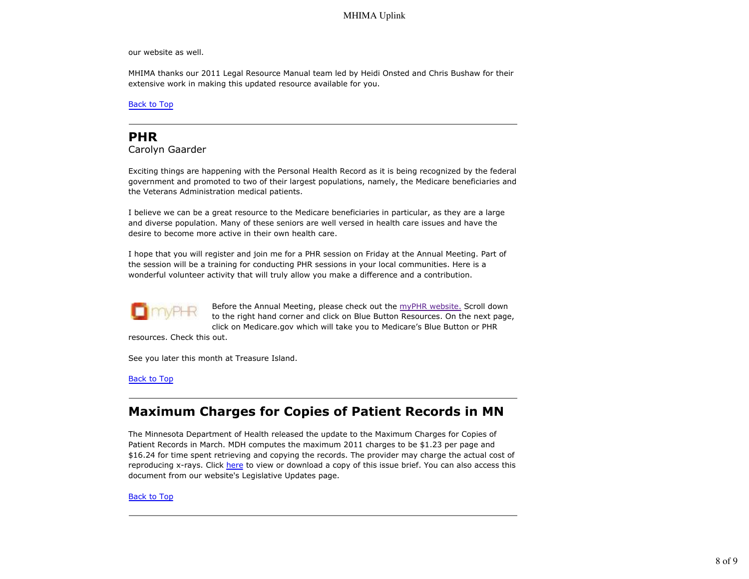our website as well.

MHIMA thanks our 2011 Legal Resource Manual team led by Heidi Onsted and Chris Bushaw for their extensive work in making this updated resource available for you.

Back to Top

## PHR

Carolyn Gaarder

Exciting things are happening with the Personal Health Record as it is being recognized by the federal government and promoted to two of their largest populations, namely, the Medicare beneficiaries and the Veterans Administration medical patients.

I believe we can be a great resource to the Medicare beneficiaries in particular, as they are a large and diverse population. Many of these seniors are well versed in health care issues and have the desire to become more active in their own health care.

I hope that you will register and join me for a PHR session on Friday at the Annual Meeting. Part of the session will be a training for conducting PHR sessions in your local communities. Here is a wonderful volunteer activity that will truly allow you make a difference and a contribution.

Before the Annual Meeting, please check out the myPHR website. Scroll down to the right hand corner and click on Blue Button Resources. On the next page, click on Medicare.gov which will take you to Medicare's Blue Button or PHR resources. Check this out.

See you later this month at Treasure Island.

Back to Top

## Maximum Charges for Copies of Patient Records in MN

The Minnesota Department of Health released the update to the Maximum Charges for Copies of Patient Records in March. MDH computes the maximum 2011 charges to be $1.23 per page and $16.24 for time spent retrieving and copying the records. The provider may charge the actual cost of reproducing x-rays. Click here to view or download a copy of this issue brief. You can also access this document from our website's Legislative Updates page.

Back to Top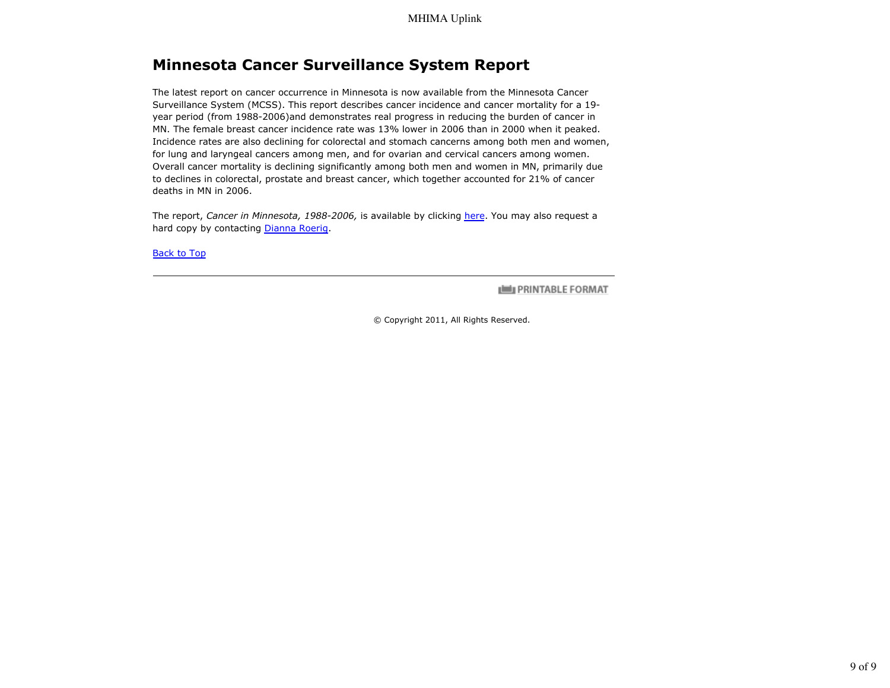# Minnesota Cancer Surveillance System Report

The latest report on cancer occurrence in Minnesota is now available from the Minnesota Cancer Surveillance System (MCSS). This report describes cancer incidence and cancer mortality for a 19-year period (from 1988-2006)and demonstrates real progress in reducing the burden of cancer in MN. The female breast cancer incidence rate was 13% lower in 2006 than in 2000 when it peaked. Incidence rates are also declining for colorectal and stomach cancerns among both men and women, for lung and laryngeal cancers among men, and for ovarian and cervical cancers among women. Overall cancer mortality is declining significantly among both men and women in MN, primarily due to declines in colorectal, prostate and breast cancer, which together accounted for 21% of cancer deaths in MN in 2006.

The report, *Cancer in Minnesota, 1988-2006,* is available by clicking here. You may also request a hard copy by contacting Dianna Roerig.

Back to Top

---

PRINTABLE FORMAT

© Copyright 2011, All Rights Reserved.